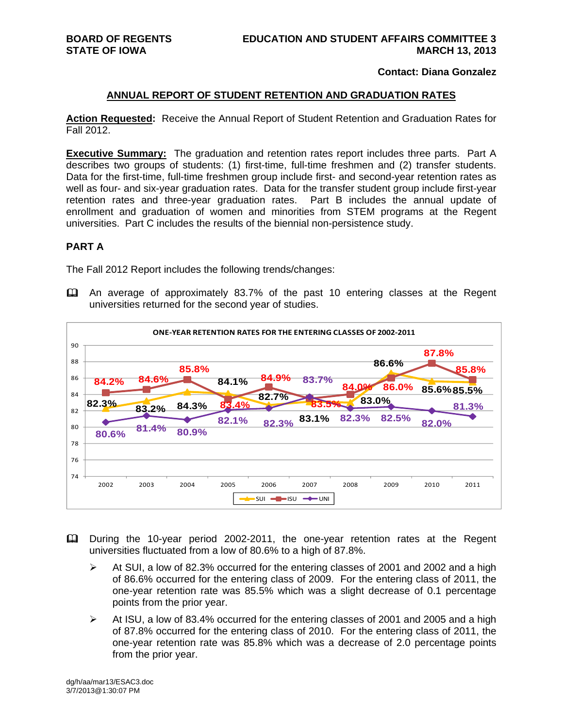BOARD OF REGENTS
STATE OF IOWA

EDUCATION AND STUDENT AFFAIRS COMMITTEE 3
MARCH 13, 2013

Contact: Diana Gonzalez

## ANNUAL REPORT OF STUDENT RETENTION AND GRADUATION RATES

**Action Requested:** Receive the Annual Report of Student Retention and Graduation Rates for Fall 2012.

**Executive Summary:** The graduation and retention rates report includes three parts. Part A describes two groups of students: (1) first-time, full-time freshmen and (2) transfer students. Data for the first-time, full-time freshmen group include first- and second-year retention rates as well as four- and six-year graduation rates. Data for the transfer student group include first-year retention rates and three-year graduation rates. Part B includes the annual update of enrollment and graduation of women and minorities from STEM programs at the Regent universities. Part C includes the results of the biennial non-persistence study.

### PART A

The Fall 2012 Report includes the following trends/changes:

- An average of approximately 83.7% of the past 10 entering classes at the Regent universities returned for the second year of studies.

ONE-YEAR RETENTION RATES FOR THE ENTERING CLASSES OF 2002-2011

90
88
86
84
82
80
78
76
74

2002 2003 2004 2005 2006 2007 2008 2009 2010 2011

SUI ISU UNI

84.2% 84.6% 85.8% 84.9% 84.0% 86.0% 87.8% 85.8% 83.4% 83.5%

82.3% 83.2% 84.3% 84.1% 82.7% 83.1% 83.0% 86.6% 85.6% 85.5%

80.6% 81.4% 80.9% 82.1% 82.3% 83.7% 82.3% 82.5% 82.0% 81.3%

- During the 10-year period 2002-2011, the one-year retention rates at the Regent universities fluctuated from a low of 80.6% to a high of 87.8%.
  - At SUI, a low of 82.3% occurred for the entering classes of 2001 and 2002 and a high of 86.6% occurred for the entering class of 2009. For the entering class of 2011, the one-year retention rate was 85.5% which was a slight decrease of 0.1 percentage points from the prior year.
  - At ISU, a low of 83.4% occurred for the entering classes of 2001 and 2005 and a high of 87.8% occurred for the entering class of 2010. For the entering class of 2011, the one-year retention rate was 85.8% which was a decrease of 2.0 percentage points from the prior year.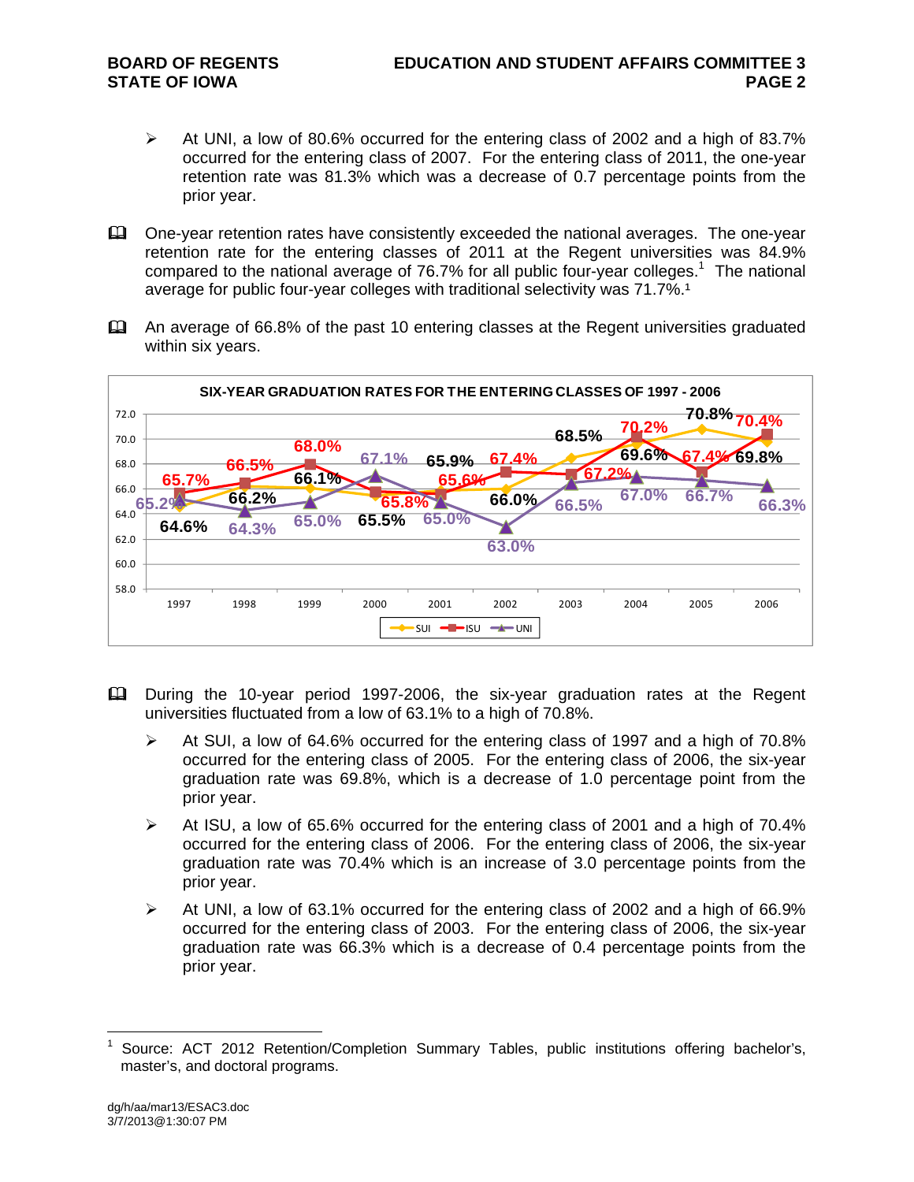- At UNI, a low of 80.6% occurred for the entering class of 2002 and a high of 83.7% occurred for the entering class of 2007. For the entering class of 2011, the one-year retention rate was 81.3% which was a decrease of 0.7 percentage points from the prior year.

- One-year retention rates have consistently exceeded the national averages. The one-year retention rate for the entering classes of 2011 at the Regent universities was 84.9% compared to the national average of 76.7% for all public four-year colleges.[1] The national average for public four-year colleges with traditional selectivity was 71.7%.[1]

- An average of 66.8% of the past 10 entering classes at the Regent universities graduated within six years.

SIX-YEAR GRADUATION RATES FOR THE ENTERING CLASSES OF 1997 - 2006

72.0
70.0
68.0
66.0
64.0
62.0
60.0
58.0

1997 1998 1999 2000 2001 2002 2003 2004 2005 2006

65.7% 66.5% 68.0% 65.8% 65.6% 67.4% 67.2% 70.2% 67.4% 70.4%

64.6% 66.2% 66.1% 65.5% 65.9% 66.0% 68.5% 69.6% 70.8% 69.8%

65.2% 64.3% 65.0% 67.1% 65.0% 63.0% 66.5% 67.0% 66.7% 66.3%

SUI ISU UNI

- During the 10-year period 1997-2006, the six-year graduation rates at the Regent universities fluctuated from a low of 63.1% to a high of 70.8%.
  - At SUI, a low of 64.6% occurred for the entering class of 1997 and a high of 70.8% occurred for the entering class of 2005. For the entering class of 2006, the six-year graduation rate was 69.8%, which is a decrease of 1.0 percentage point from the prior year.
  - At ISU, a low of 65.6% occurred for the entering class of 2001 and a high of 70.4% occurred for the entering class of 2006. For the entering class of 2006, the six-year graduation rate was 70.4% which is an increase of 3.0 percentage points from the prior year.
  - At UNI, a low of 63.1% occurred for the entering class of 2002 and a high of 66.9% occurred for the entering class of 2003. For the entering class of 2006, the six-year graduation rate was 66.3% which is a decrease of 0.4 percentage points from the prior year.

[1] Source: ACT 2012 Retention/Completion Summary Tables, public institutions offering bachelor's, master's, and doctoral programs.

dg/h/aa/mar13/ESAC3.doc
3/7/2013@1:30:07 PM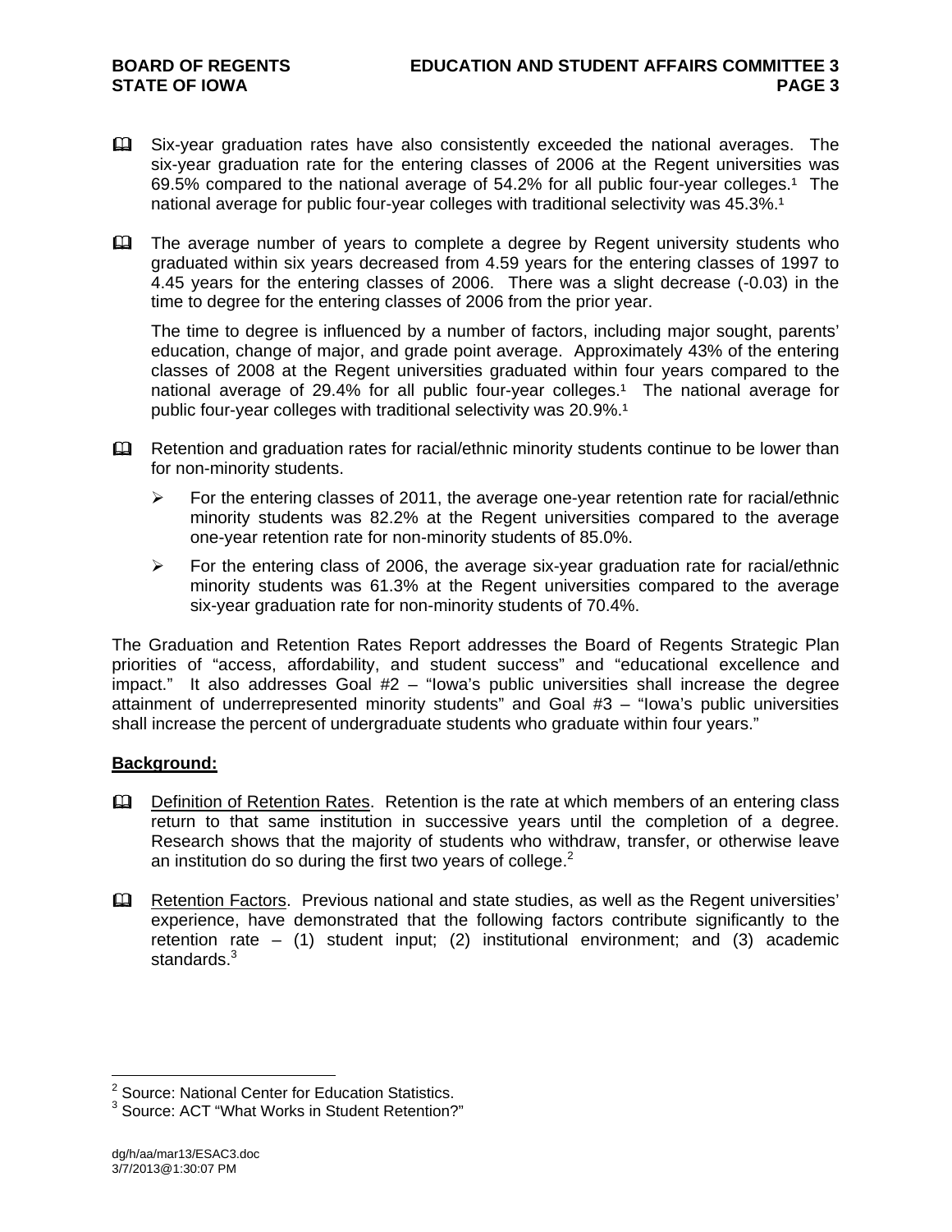- Six-year graduation rates have also consistently exceeded the national averages. The six-year graduation rate for the entering classes of 2006 at the Regent universities was 69.5% compared to the national average of 54.2% for all public four-year colleges.[1] The national average for public four-year colleges with traditional selectivity was 45.3%.[1]

- The average number of years to complete a degree by Regent university students who graduated within six years decreased from 4.59 years for the entering classes of 1997 to 4.45 years for the entering classes of 2006. There was a slight decrease (-0.03) in the time to degree for the entering classes of 2006 from the prior year.

  The time to degree is influenced by a number of factors, including major sought, parents' education, change of major, and grade point average. Approximately 43% of the entering classes of 2008 at the Regent universities graduated within four years compared to the national average of 29.4% for all public four-year colleges.[1] The national average for public four-year colleges with traditional selectivity was 20.9%.[1]

- Retention and graduation rates for racial/ethnic minority students continue to be lower than for non-minority students.

  - For the entering classes of 2011, the average one-year retention rate for racial/ethnic minority students was 82.2% at the Regent universities compared to the average one-year retention rate for non-minority students of 85.0%.

  - For the entering class of 2006, the average six-year graduation rate for racial/ethnic minority students was 61.3% at the Regent universities compared to the average six-year graduation rate for non-minority students of 70.4%.

The Graduation and Retention Rates Report addresses the Board of Regents Strategic Plan priorities of "access, affordability, and student success" and "educational excellence and impact." It also addresses Goal #2 – "Iowa's public universities shall increase the degree attainment of underrepresented minority students" and Goal #3 – "Iowa's public universities shall increase the percent of undergraduate students who graduate within four years."

**Background:**

- Definition of Retention Rates. Retention is the rate at which members of an entering class return to that same institution in successive years until the completion of a degree. Research shows that the majority of students who withdraw, transfer, or otherwise leave an institution do so during the first two years of college.[2]

- Retention Factors. Previous national and state studies, as well as the Regent universities' experience, have demonstrated that the following factors contribute significantly to the retention rate – (1) student input; (2) institutional environment; and (3) academic standards.[3]

---

[2] Source: National Center for Education Statistics.
[3] Source: ACT "What Works in Student Retention?"

dg/h/aa/mar13/ESAC3.doc
3/7/2013@1:30:07 PM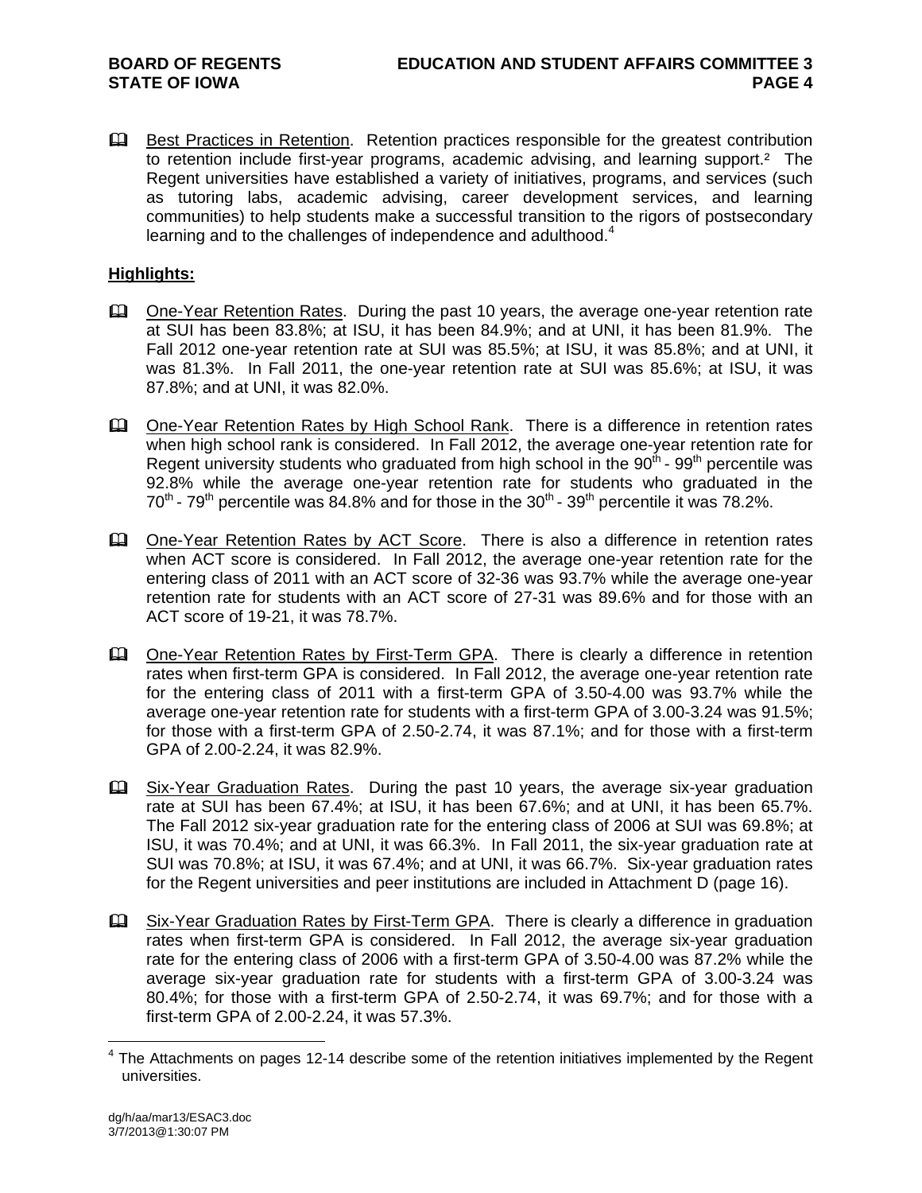Best Practices in Retention. Retention practices responsible for the greatest contribution to retention include first-year programs, academic advising, and learning support.² The Regent universities have established a variety of initiatives, programs, and services (such as tutoring labs, academic advising, career development services, and learning communities) to help students make a successful transition to the rigors of postsecondary learning and to the challenges of independence and adulthood.[4]

**Highlights:**

One-Year Retention Rates. During the past 10 years, the average one-year retention rate at SUI has been 83.8%; at ISU, it has been 84.9%; and at UNI, it has been 81.9%. The Fall 2012 one-year retention rate at SUI was 85.5%; at ISU, it was 85.8%; and at UNI, it was 81.3%. In Fall 2011, the one-year retention rate at SUI was 85.6%; at ISU, it was 87.8%; and at UNI, it was 82.0%.

One-Year Retention Rates by High School Rank. There is a difference in retention rates when high school rank is considered. In Fall 2012, the average one-year retention rate for Regent university students who graduated from high school in the 90th - 99th percentile was 92.8% while the average one-year retention rate for students who graduated in the 70th - 79th percentile was 84.8% and for those in the 30th - 39th percentile it was 78.2%.

One-Year Retention Rates by ACT Score. There is also a difference in retention rates when ACT score is considered. In Fall 2012, the average one-year retention rate for the entering class of 2011 with an ACT score of 32-36 was 93.7% while the average one-year retention rate for students with an ACT score of 27-31 was 89.6% and for those with an ACT score of 19-21, it was 78.7%.

One-Year Retention Rates by First-Term GPA. There is clearly a difference in retention rates when first-term GPA is considered. In Fall 2012, the average one-year retention rate for the entering class of 2011 with a first-term GPA of 3.50-4.00 was 93.7% while the average one-year retention rate for students with a first-term GPA of 3.00-3.24 was 91.5%; for those with a first-term GPA of 2.50-2.74, it was 87.1%; and for those with a first-term GPA of 2.00-2.24, it was 82.9%.

Six-Year Graduation Rates. During the past 10 years, the average six-year graduation rate at SUI has been 67.4%; at ISU, it has been 67.6%; and at UNI, it has been 65.7%. The Fall 2012 six-year graduation rate for the entering class of 2006 at SUI was 69.8%; at ISU, it was 70.4%; and at UNI, it was 66.3%. In Fall 2011, the six-year graduation rate at SUI was 70.8%; at ISU, it was 67.4%; and at UNI, it was 66.7%. Six-year graduation rates for the Regent universities and peer institutions are included in Attachment D (page 16).

Six-Year Graduation Rates by First-Term GPA. There is clearly a difference in graduation rates when first-term GPA is considered. In Fall 2012, the average six-year graduation rate for the entering class of 2006 with a first-term GPA of 3.50-4.00 was 87.2% while the average six-year graduation rate for students with a first-term GPA of 3.00-3.24 was 80.4%; for those with a first-term GPA of 2.50-2.74, it was 69.7%; and for those with a first-term GPA of 2.00-2.24, it was 57.3%.

[4] The Attachments on pages 12-14 describe some of the retention initiatives implemented by the Regent universities.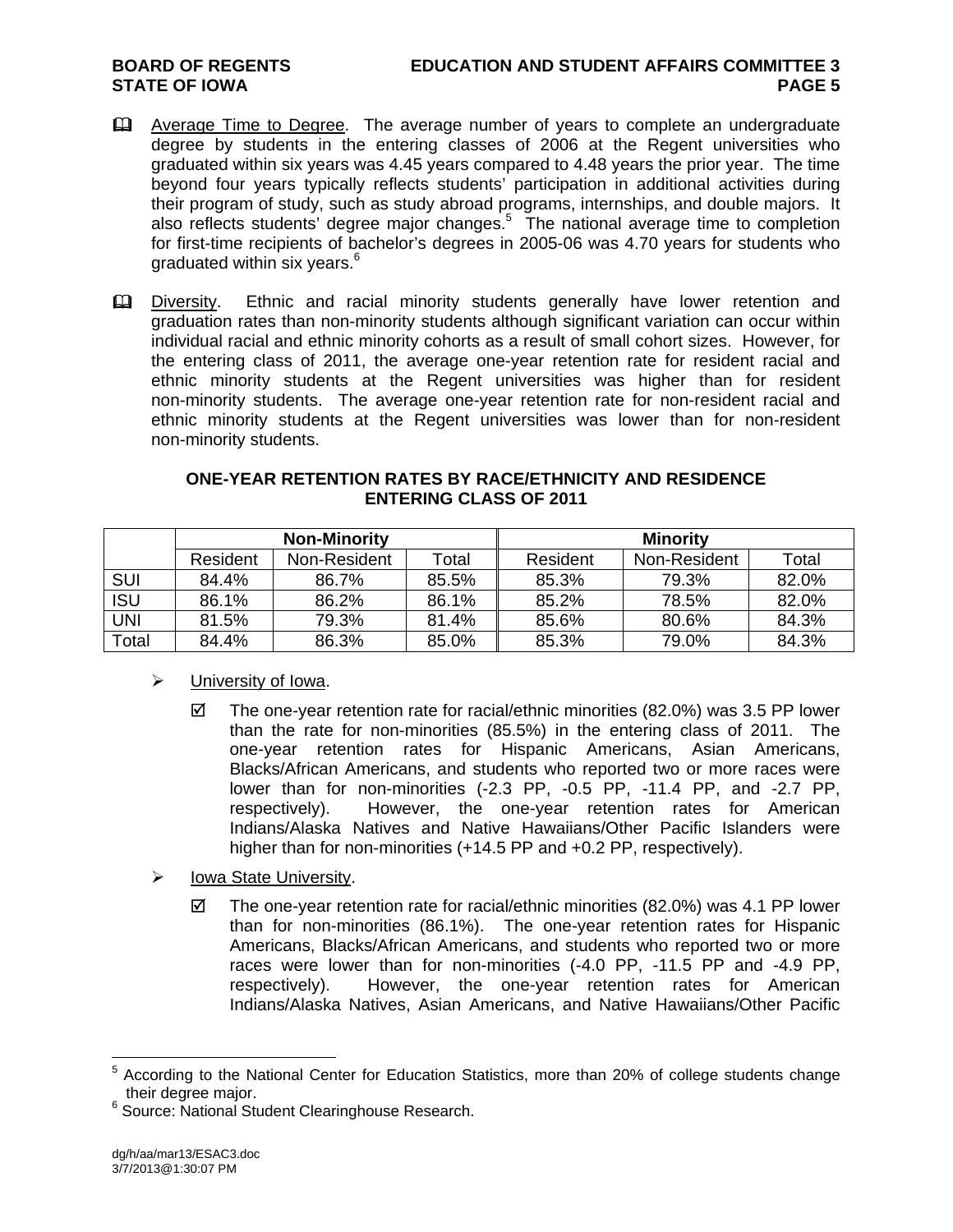- Average Time to Degree. The average number of years to complete an undergraduate degree by students in the entering classes of 2006 at the Regent universities who graduated within six years was 4.45 years compared to 4.48 years the prior year. The time beyond four years typically reflects students' participation in additional activities during their program of study, such as study abroad programs, internships, and double majors. It also reflects students' degree major changes.[5] The national average time to completion for first-time recipients of bachelor's degrees in 2005-06 was 4.70 years for students who graduated within six years.[6]

- Diversity. Ethnic and racial minority students generally have lower retention and graduation rates than non-minority students although significant variation can occur within individual racial and ethnic minority cohorts as a result of small cohort sizes. However, for the entering class of 2011, the average one-year retention rate for resident racial and ethnic minority students at the Regent universities was higher than for resident non-minority students. The average one-year retention rate for non-resident racial and ethnic minority students at the Regent universities was lower than for non-resident non-minority students.

**ONE-YEAR RETENTION RATES BY RACE/ETHNICITY AND RESIDENCE ENTERING CLASS OF 2011**

| | Non-Minority | | | Minority | | |
|---|---|---|---|---|---|---|
| | Resident | Non-Resident | Total | Resident | Non-Resident | Total |
| SUI | 84.4% | 86.7% | 85.5% | 85.3% | 79.3% | 82.0% |
| ISU | 86.1% | 86.2% | 86.1% | 85.2% | 78.5% | 82.0% |
| UNI | 81.5% | 79.3% | 81.4% | 85.6% | 80.6% | 84.3% |
| Total | 84.4% | 86.3% | 85.0% | 85.3% | 79.0% | 84.3% |

- University of Iowa.
  - ☑ The one-year retention rate for racial/ethnic minorities (82.0%) was 3.5 PP lower than the rate for non-minorities (85.5%) in the entering class of 2011. The one-year retention rates for Hispanic Americans, Asian Americans, Blacks/African Americans, and students who reported two or more races were lower than for non-minorities (-2.3 PP, -0.5 PP, -11.4 PP, and -2.7 PP, respectively). However, the one-year retention rates for American Indians/Alaska Natives and Native Hawaiians/Other Pacific Islanders were higher than for non-minorities (+14.5 PP and +0.2 PP, respectively).

- Iowa State University.
  - ☑ The one-year retention rate for racial/ethnic minorities (82.0%) was 4.1 PP lower than for non-minorities (86.1%). The one-year retention rates for Hispanic Americans, Blacks/African Americans, and students who reported two or more races were lower than for non-minorities (-4.0 PP, -11.5 PP and -4.9 PP, respectively). However, the one-year retention rates for American Indians/Alaska Natives, Asian Americans, and Native Hawaiians/Other Pacific

[5] According to the National Center for Education Statistics, more than 20% of college students change their degree major.

[6] Source: National Student Clearinghouse Research.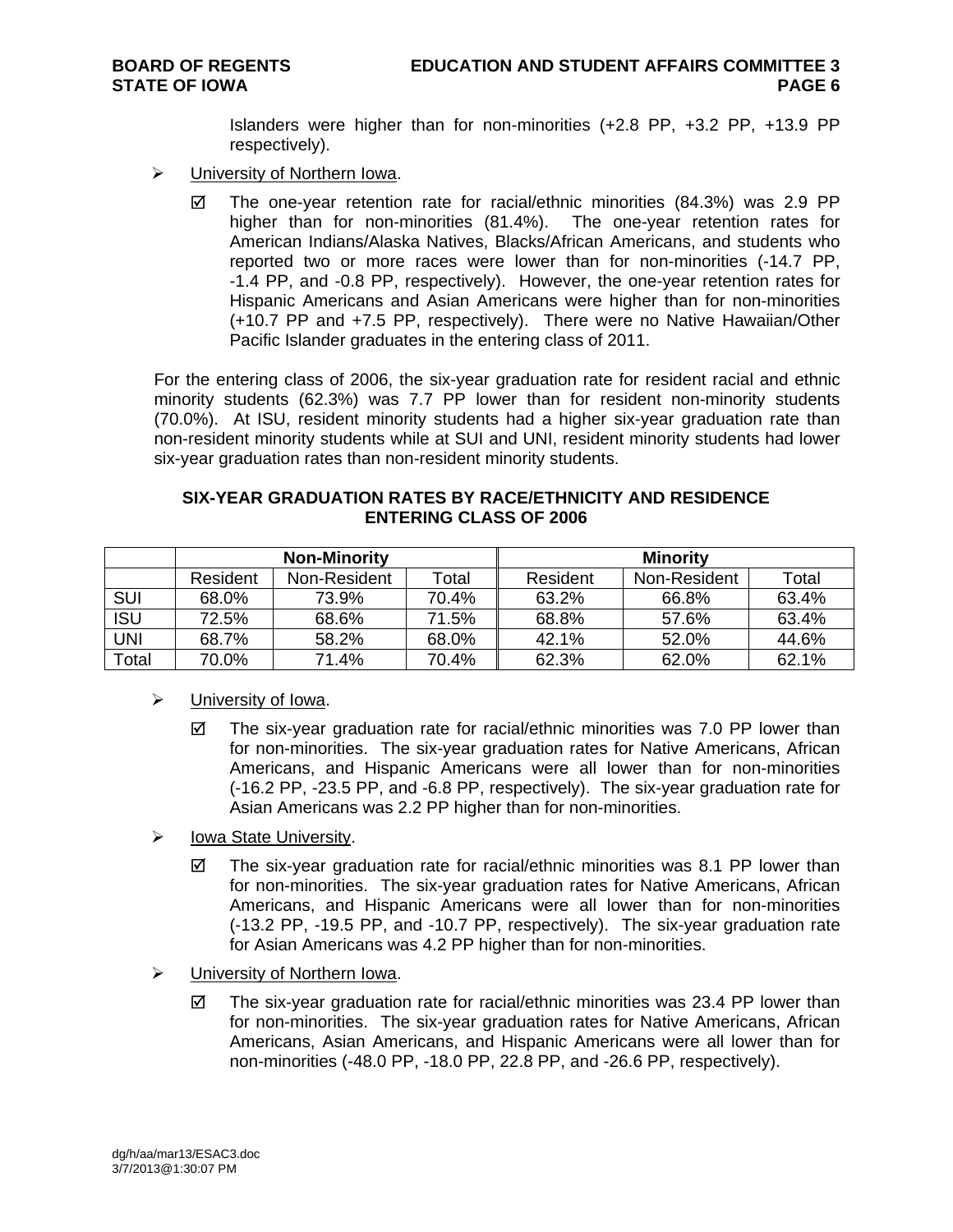Islanders were higher than for non-minorities (+2.8 PP, +3.2 PP, +13.9 PP respectively).

- University of Northern Iowa.
  - ☑ The one-year retention rate for racial/ethnic minorities (84.3%) was 2.9 PP higher than for non-minorities (81.4%). The one-year retention rates for American Indians/Alaska Natives, Blacks/African Americans, and students who reported two or more races were lower than for non-minorities (-14.7 PP, -1.4 PP, and -0.8 PP, respectively). However, the one-year retention rates for Hispanic Americans and Asian Americans were higher than for non-minorities (+10.7 PP and +7.5 PP, respectively). There were no Native Hawaiian/Other Pacific Islander graduates in the entering class of 2011.

For the entering class of 2006, the six-year graduation rate for resident racial and ethnic minority students (62.3%) was 7.7 PP lower than for resident non-minority students (70.0%). At ISU, resident minority students had a higher six-year graduation rate than non-resident minority students while at SUI and UNI, resident minority students had lower six-year graduation rates than non-resident minority students.

**SIX-YEAR GRADUATION RATES BY RACE/ETHNICITY AND RESIDENCE ENTERING CLASS OF 2006**

| | Non-Minority | | | Minority | | |
|---|---|---|---|---|---|---|
| | Resident | Non-Resident | Total | Resident | Non-Resident | Total |
| SUI | 68.0% | 73.9% | 70.4% | 63.2% | 66.8% | 63.4% |
| ISU | 72.5% | 68.6% | 71.5% | 68.8% | 57.6% | 63.4% |
| UNI | 68.7% | 58.2% | 68.0% | 42.1% | 52.0% | 44.6% |
| Total | 70.0% | 71.4% | 70.4% | 62.3% | 62.0% | 62.1% |

- University of Iowa.
  - ☑ The six-year graduation rate for racial/ethnic minorities was 7.0 PP lower than for non-minorities. The six-year graduation rates for Native Americans, African Americans, and Hispanic Americans were all lower than for non-minorities (-16.2 PP, -23.5 PP, and -6.8 PP, respectively). The six-year graduation rate for Asian Americans was 2.2 PP higher than for non-minorities.
- Iowa State University.
  - ☑ The six-year graduation rate for racial/ethnic minorities was 8.1 PP lower than for non-minorities. The six-year graduation rates for Native Americans, African Americans, and Hispanic Americans were all lower than for non-minorities (-13.2 PP, -19.5 PP, and -10.7 PP, respectively). The six-year graduation rate for Asian Americans was 4.2 PP higher than for non-minorities.
- University of Northern Iowa.
  - ☑ The six-year graduation rate for racial/ethnic minorities was 23.4 PP lower than for non-minorities. The six-year graduation rates for Native Americans, African Americans, Asian Americans, and Hispanic Americans were all lower than for non-minorities (-48.0 PP, -18.0 PP, 22.8 PP, and -26.6 PP, respectively).

dg/h/aa/mar13/ESAC3.doc
3/7/2013@1:30:07 PM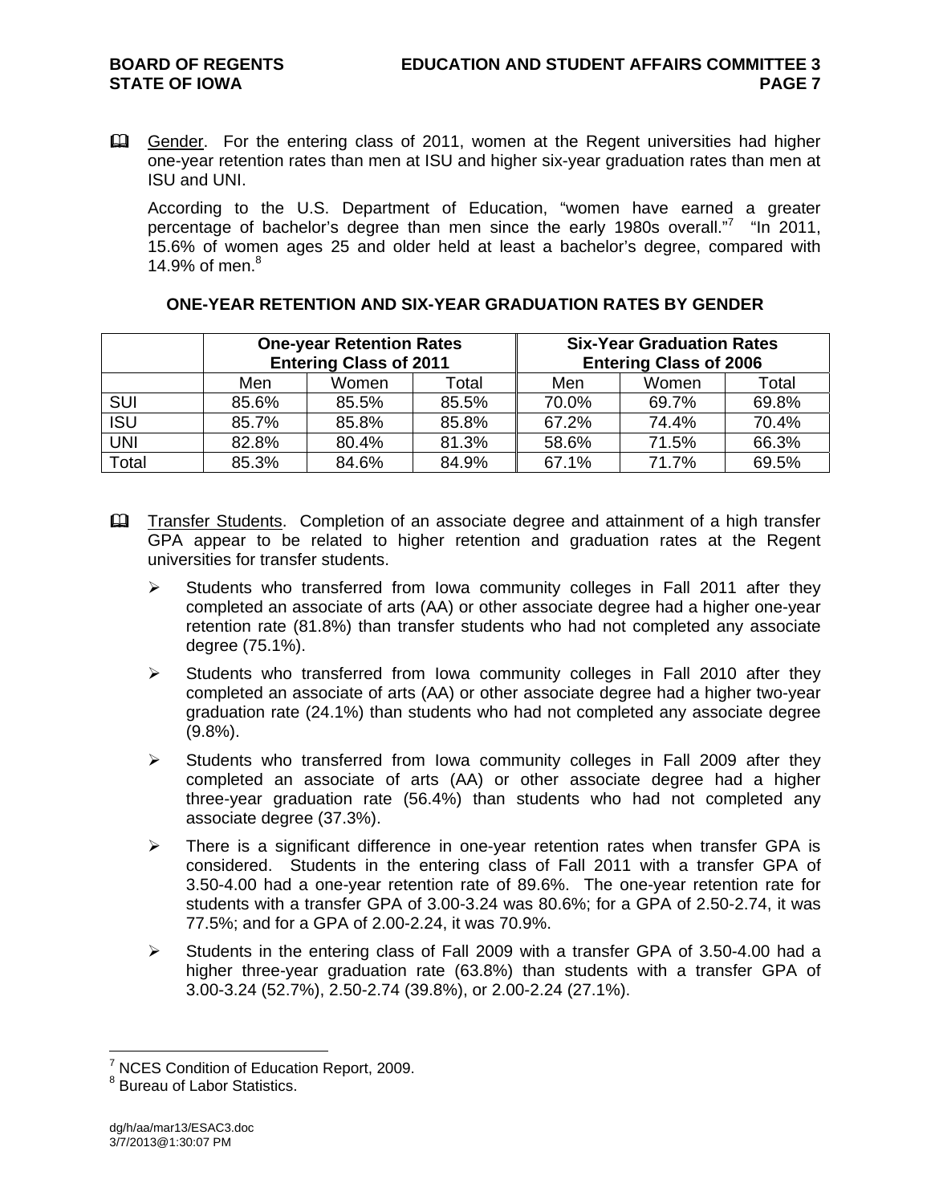📖 Gender. For the entering class of 2011, women at the Regent universities had higher one-year retention rates than men at ISU and higher six-year graduation rates than men at ISU and UNI.

According to the U.S. Department of Education, "women have earned a greater percentage of bachelor's degree than men since the early 1980s overall."[7] "In 2011, 15.6% of women ages 25 and older held at least a bachelor's degree, compared with 14.9% of men.[8]

**ONE-YEAR RETENTION AND SIX-YEAR GRADUATION RATES BY GENDER**

| | One-year Retention Rates Entering Class of 2011 | | | Six-Year Graduation Rates Entering Class of 2006 | | |
|---|---|---|---|---|---|---|
| | Men | Women | Total | Men | Women | Total |
| SUI | 85.6% | 85.5% | 85.5% | 70.0% | 69.7% | 69.8% |
| ISU | 85.7% | 85.8% | 85.8% | 67.2% | 74.4% | 70.4% |
| UNI | 82.8% | 80.4% | 81.3% | 58.6% | 71.5% | 66.3% |
| Total | 85.3% | 84.6% | 84.9% | 67.1% | 71.7% | 69.5% |

📖 Transfer Students. Completion of an associate degree and attainment of a high transfer GPA appear to be related to higher retention and graduation rates at the Regent universities for transfer students.

- Students who transferred from Iowa community colleges in Fall 2011 after they completed an associate of arts (AA) or other associate degree had a higher one-year retention rate (81.8%) than transfer students who had not completed any associate degree (75.1%).
- Students who transferred from Iowa community colleges in Fall 2010 after they completed an associate of arts (AA) or other associate degree had a higher two-year graduation rate (24.1%) than students who had not completed any associate degree (9.8%).
- Students who transferred from Iowa community colleges in Fall 2009 after they completed an associate of arts (AA) or other associate degree had a higher three-year graduation rate (56.4%) than students who had not completed any associate degree (37.3%).
- There is a significant difference in one-year retention rates when transfer GPA is considered. Students in the entering class of Fall 2011 with a transfer GPA of 3.50-4.00 had a one-year retention rate of 89.6%. The one-year retention rate for students with a transfer GPA of 3.00-3.24 was 80.6%; for a GPA of 2.50-2.74, it was 77.5%; and for a GPA of 2.00-2.24, it was 70.9%.
- Students in the entering class of Fall 2009 with a transfer GPA of 3.50-4.00 had a higher three-year graduation rate (63.8%) than students with a transfer GPA of 3.00-3.24 (52.7%), 2.50-2.74 (39.8%), or 2.00-2.24 (27.1%).

[7] NCES Condition of Education Report, 2009.
[8] Bureau of Labor Statistics.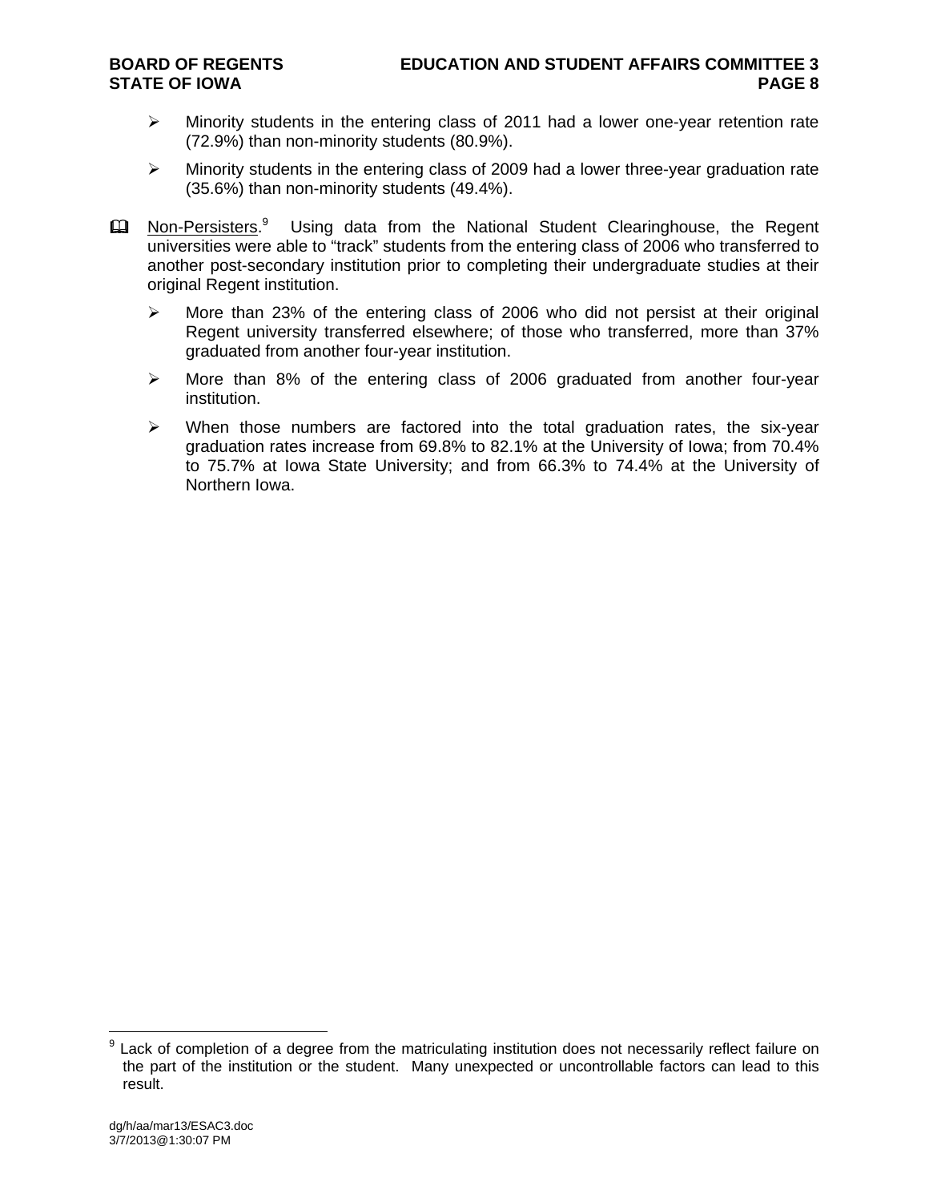- Minority students in the entering class of 2011 had a lower one-year retention rate (72.9%) than non-minority students (80.9%).
- Minority students in the entering class of 2009 had a lower three-year graduation rate (35.6%) than non-minority students (49.4%).

Non-Persisters.[9] Using data from the National Student Clearinghouse, the Regent universities were able to "track" students from the entering class of 2006 who transferred to another post-secondary institution prior to completing their undergraduate studies at their original Regent institution.

- More than 23% of the entering class of 2006 who did not persist at their original Regent university transferred elsewhere; of those who transferred, more than 37% graduated from another four-year institution.
- More than 8% of the entering class of 2006 graduated from another four-year institution.
- When those numbers are factored into the total graduation rates, the six-year graduation rates increase from 69.8% to 82.1% at the University of Iowa; from 70.4% to 75.7% at Iowa State University; and from 66.3% to 74.4% at the University of Northern Iowa.

[9] Lack of completion of a degree from the matriculating institution does not necessarily reflect failure on the part of the institution or the student. Many unexpected or uncontrollable factors can lead to this result.

dg/h/aa/mar13/ESAC3.doc
3/7/2013@1:30:07 PM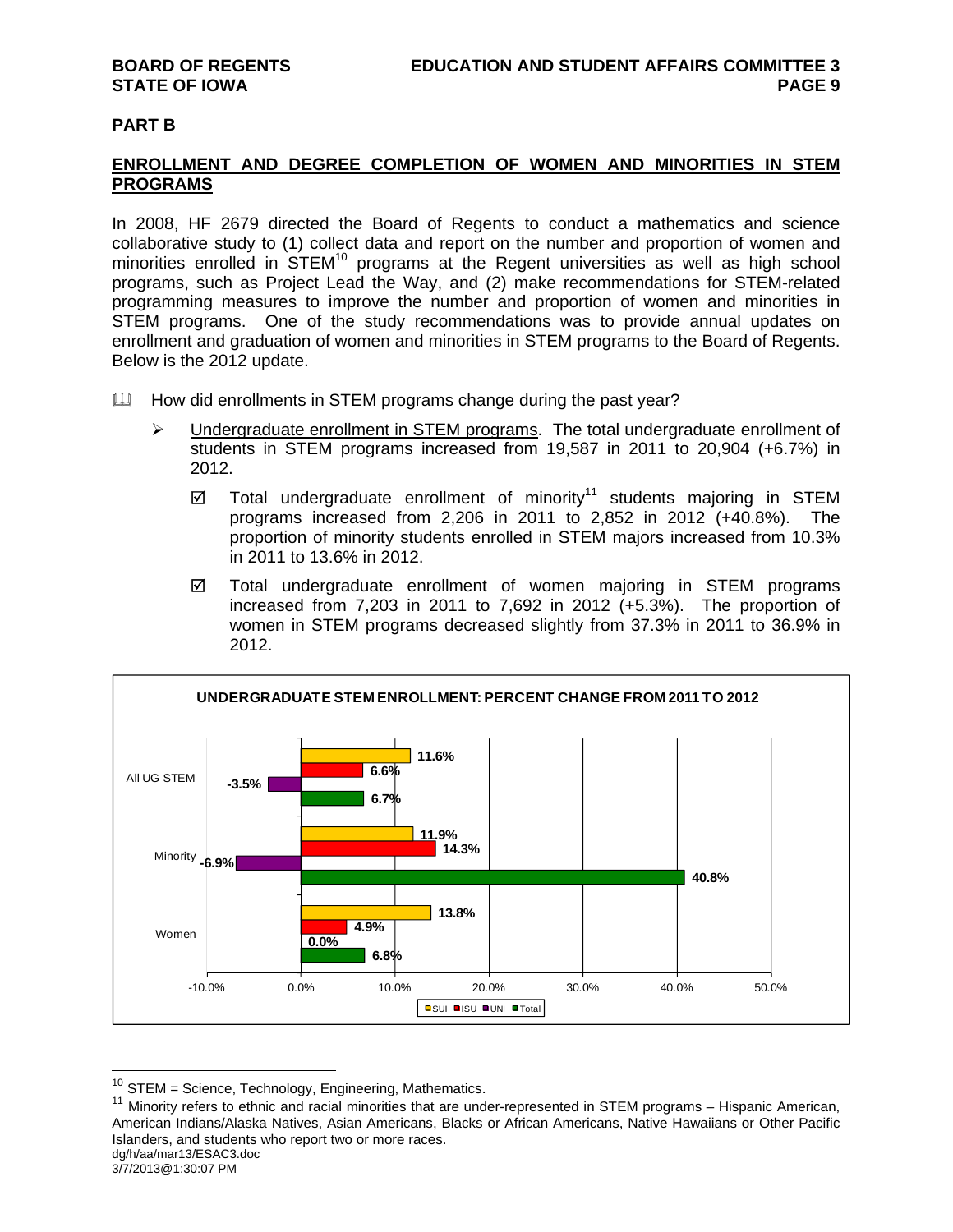## PART B

## ENROLLMENT AND DEGREE COMPLETION OF WOMEN AND MINORITIES IN STEM PROGRAMS

In 2008, HF 2679 directed the Board of Regents to conduct a mathematics and science collaborative study to (1) collect data and report on the number and proportion of women and minorities enrolled in STEM[10] programs at the Regent universities as well as high school programs, such as Project Lead the Way, and (2) make recommendations for STEM-related programming measures to improve the number and proportion of women and minorities in STEM programs. One of the study recommendations was to provide annual updates on enrollment and graduation of women and minorities in STEM programs to the Board of Regents. Below is the 2012 update.

📖 How did enrollments in STEM programs change during the past year?

- Undergraduate enrollment in STEM programs. The total undergraduate enrollment of students in STEM programs increased from 19,587 in 2011 to 20,904 (+6.7%) in 2012.
  - ☑ Total undergraduate enrollment of minority[11] students majoring in STEM programs increased from 2,206 in 2011 to 2,852 in 2012 (+40.8%). The proportion of minority students enrolled in STEM majors increased from 10.3% in 2011 to 13.6% in 2012.
  - ☑ Total undergraduate enrollment of women majoring in STEM programs increased from 7,203 in 2011 to 7,692 in 2012 (+5.3%). The proportion of women in STEM programs decreased slightly from 37.3% in 2011 to 36.9% in 2012.

UNDERGRADUATE STEM ENROLLMENT: PERCENT CHANGE FROM 2011 TO 2012

All UG STEM: 11.6%, 6.6%, -3.5%, 6.7%

Minority: 11.9%, 14.3%, -6.9%, 40.8%

Women: 13.8%, 4.9%, 0.0%, 6.8%

-10.0% 0.0% 10.0% 20.0% 30.0% 40.0% 50.0%

SUI ISU UNI Total

---

[10] STEM = Science, Technology, Engineering, Mathematics.

[11] Minority refers to ethnic and racial minorities that are under-represented in STEM programs – Hispanic American, American Indians/Alaska Natives, Asian Americans, Blacks or African Americans, Native Hawaiians or Other Pacific Islanders, and students who report two or more races.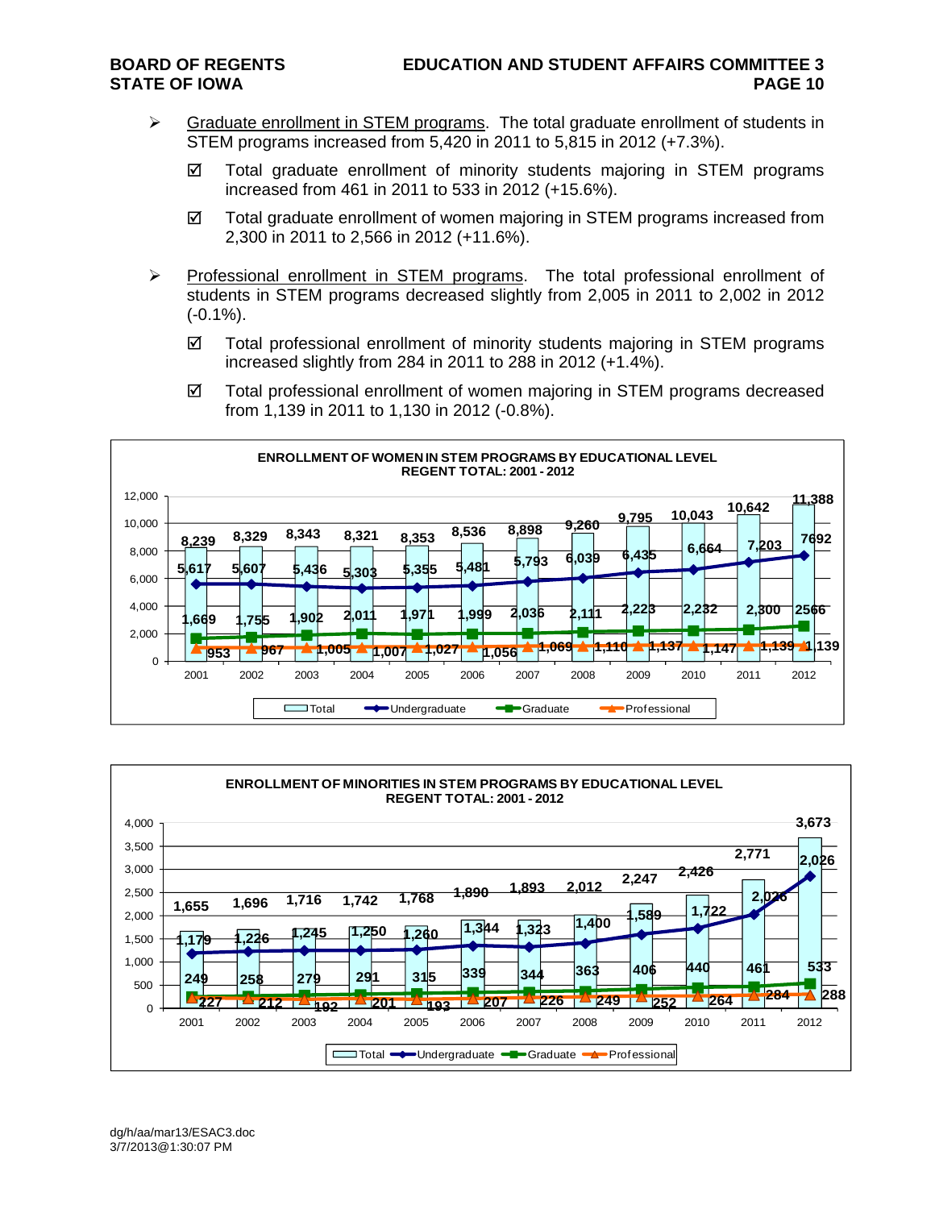- Graduate enrollment in STEM programs. The total graduate enrollment of students in STEM programs increased from 5,420 in 2011 to 5,815 in 2012 (+7.3%).

  - ☑ Total graduate enrollment of minority students majoring in STEM programs increased from 461 in 2011 to 533 in 2012 (+15.6%).
  - ☑ Total graduate enrollment of women majoring in STEM programs increased from 2,300 in 2011 to 2,566 in 2012 (+11.6%).

- Professional enrollment in STEM programs. The total professional enrollment of students in STEM programs decreased slightly from 2,005 in 2011 to 2,002 in 2012 (-0.1%).

  - ☑ Total professional enrollment of minority students majoring in STEM programs increased slightly from 284 in 2011 to 288 in 2012 (+1.4%).
  - ☑ Total professional enrollment of women majoring in STEM programs decreased from 1,139 in 2011 to 1,130 in 2012 (-0.8%).

ENROLLMENT OF WOMEN IN STEM PROGRAMS BY EDUCATIONAL LEVEL
REGENT TOTAL: 2001 - 2012

12,000
10,000
8,000
6,000
4,000
2,000
0

2001 2002 2003 2004 2005 2006 2007 2008 2009 2010 2011 2012

Total: 8,239 8,329 8,343 8,321 8,353 8,536 8,898 9,260 9,795 10,043 10,642 11,388
Undergraduate: 5,617 5,607 5,436 5,303 5,355 5,481 5,793 6,039 6,435 6,664 7,203 7692
Graduate: 1,669 1,755 1,902 2,011 1,971 1,999 2,036 2,111 2,223 2,232 2,300 2566
Professional: 953 967 1,005 1,007 1,027 1,056 1,069 1,110 1,137 1,147 1,139 1,139

Total, Undergraduate, Graduate, Professional

ENROLLMENT OF MINORITIES IN STEM PROGRAMS BY EDUCATIONAL LEVEL
REGENT TOTAL: 2001 - 2012

4,000
3,500
3,000
2,500
2,000
1,500
1,000
500
0

2001 2002 2003 2004 2005 2006 2007 2008 2009 2010 2011 2012

Total: 1,655 1,696 1,716 1,742 1,768 1,890 1,893 2,012 2,247 2,426 2,771 3,673
Undergraduate: 1,179 1,226 1,245 1,250 1,260 1,344 1,323 1,400 1,589 1,722 2,026 2,026
Graduate: 249 258 279 291 315 339 344 363 406 440 461 533
Professional: 227 212 192 201 193 207 226 249 252 264 284 288

Total, Undergraduate, Graduate, Professional

dg/h/aa/mar13/ESAC3.doc
3/7/2013@1:30:07 PM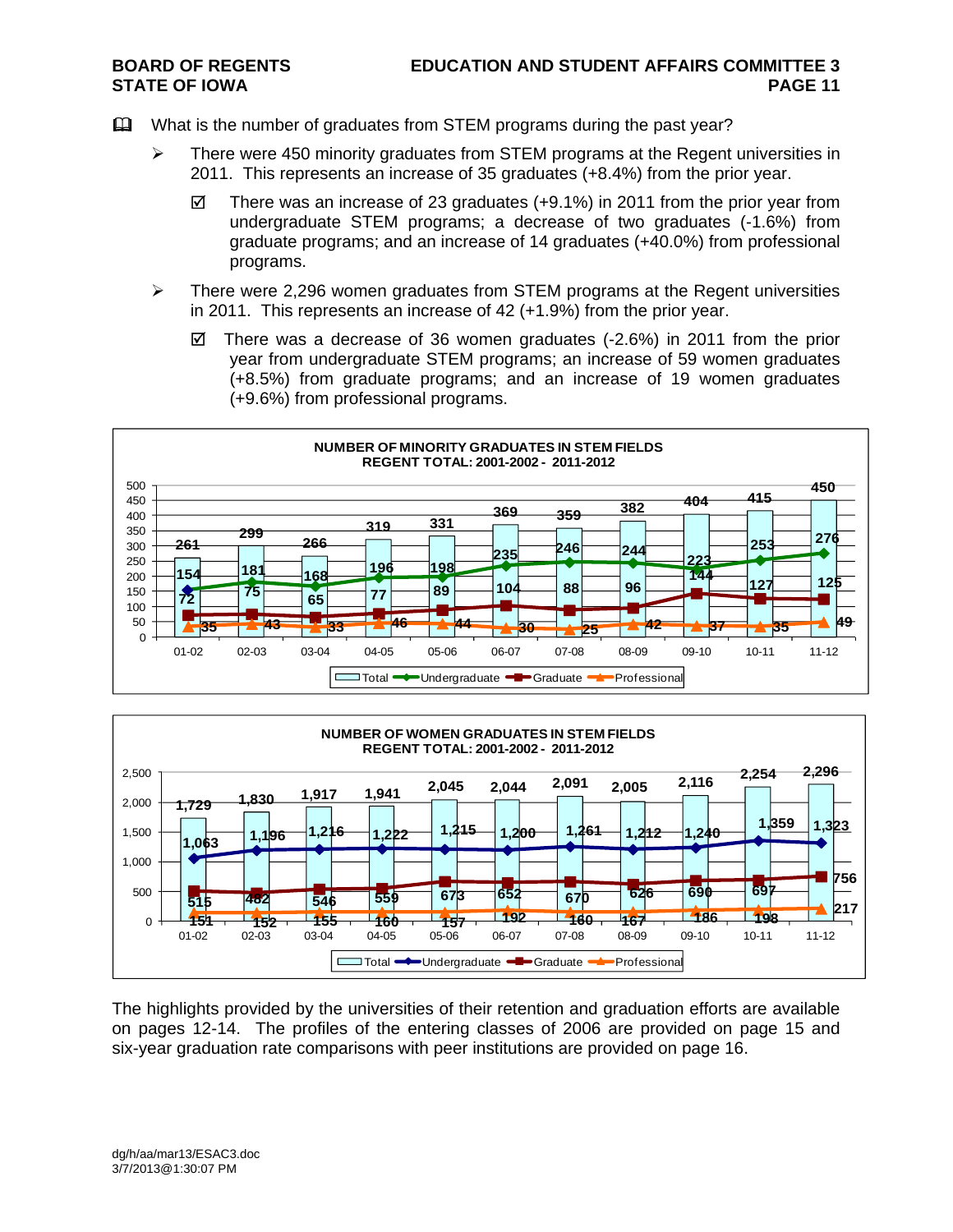- What is the number of graduates from STEM programs during the past year?

  - There were 450 minority graduates from STEM programs at the Regent universities in 2011. This represents an increase of 35 graduates (+8.4%) from the prior year.

    - ☑ There was an increase of 23 graduates (+9.1%) in 2011 from the prior year from undergraduate STEM programs; a decrease of two graduates (-1.6%) from graduate programs; and an increase of 14 graduates (+40.0%) from professional programs.

  - There were 2,296 women graduates from STEM programs at the Regent universities in 2011. This represents an increase of 42 (+1.9%) from the prior year.

    - ☑ There was a decrease of 36 women graduates (-2.6%) in 2011 from the prior year from undergraduate STEM programs; an increase of 59 women graduates (+8.5%) from graduate programs; and an increase of 19 women graduates (+9.6%) from professional programs.

NUMBER OF MINORITY GRADUATES IN STEM FIELDS
REGENT TOTAL: 2001-2002 - 2011-2012

01-02: 261, 154, 72, 35
02-03: 299, 181, 75, 43
03-04: 266, 168, 65, 33
04-05: 319, 196, 77, 46
05-06: 331, 198, 89, 44
06-07: 369, 235, 104, 30
07-08: 359, 246, 88, 25
08-09: 382, 244, 96, 42
09-10: 404, 223, 144, 37
10-11: 415, 253, 127, 35
11-12: 450, 276, 125, 49

Total, Undergraduate, Graduate, Professional

NUMBER OF WOMEN GRADUATES IN STEM FIELDS
REGENT TOTAL: 2001-2002 - 2011-2012

01-02: 1,729, 1,063, 515, 151
02-03: 1,830, 1,196, 482, 152
03-04: 1,917, 1,216, 546, 155
04-05: 1,941, 1,222, 559, 160
05-06: 2,045, 1,215, 673, 157
06-07: 2,044, 1,200, 652, 192
07-08: 2,091, 1,261, 670, 160
08-09: 2,005, 1,212, 626, 167
09-10: 2,116, 1,240, 690, 186
10-11: 2,254, 1,359, 697, 198
11-12: 2,296, 1,323, 756, 217

Total, Undergraduate, Graduate, Professional

The highlights provided by the universities of their retention and graduation efforts are available on pages 12-14. The profiles of the entering classes of 2006 are provided on page 15 and six-year graduation rate comparisons with peer institutions are provided on page 16.

dg/h/aa/mar13/ESAC3.doc
3/7/2013@1:30:07 PM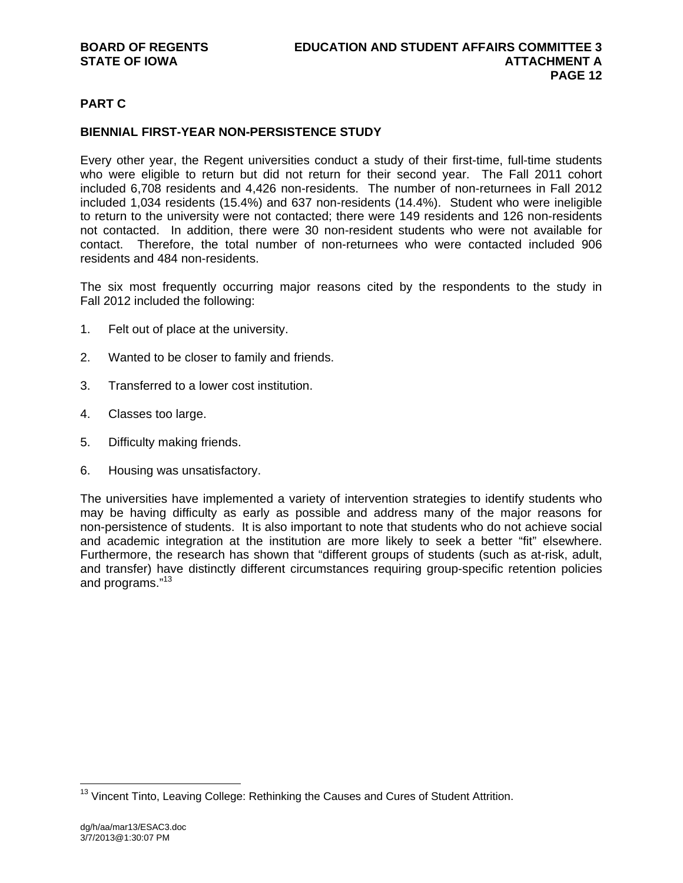## PART C

### BIENNIAL FIRST-YEAR NON-PERSISTENCE STUDY

Every other year, the Regent universities conduct a study of their first-time, full-time students who were eligible to return but did not return for their second year. The Fall 2011 cohort included 6,708 residents and 4,426 non-residents. The number of non-returnees in Fall 2012 included 1,034 residents (15.4%) and 637 non-residents (14.4%). Student who were ineligible to return to the university were not contacted; there were 149 residents and 126 non-residents not contacted. In addition, there were 30 non-resident students who were not available for contact. Therefore, the total number of non-returnees who were contacted included 906 residents and 484 non-residents.

The six most frequently occurring major reasons cited by the respondents to the study in Fall 2012 included the following:

1. Felt out of place at the university.
2. Wanted to be closer to family and friends.
3. Transferred to a lower cost institution.
4. Classes too large.
5. Difficulty making friends.
6. Housing was unsatisfactory.

The universities have implemented a variety of intervention strategies to identify students who may be having difficulty as early as possible and address many of the major reasons for non-persistence of students. It is also important to note that students who do not achieve social and academic integration at the institution are more likely to seek a better "fit" elsewhere. Furthermore, the research has shown that "different groups of students (such as at-risk, adult, and transfer) have distinctly different circumstances requiring group-specific retention policies and programs."[13]

[13] Vincent Tinto, Leaving College: Rethinking the Causes and Cures of Student Attrition.

dg/h/aa/mar13/ESAC3.doc
3/7/2013@1:30:07 PM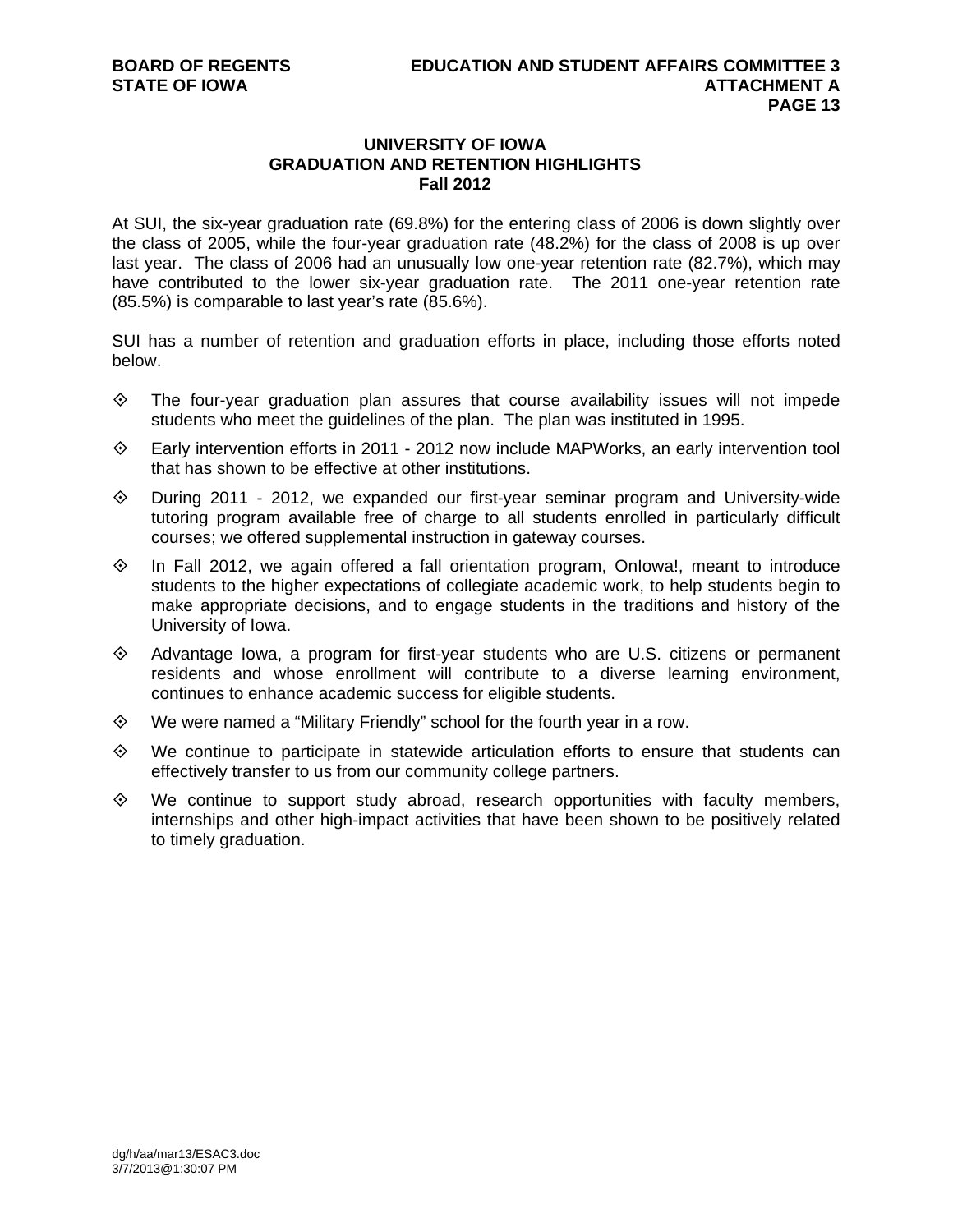# UNIVERSITY OF IOWA
## GRADUATION AND RETENTION HIGHLIGHTS
### Fall 2012

At SUI, the six-year graduation rate (69.8%) for the entering class of 2006 is down slightly over the class of 2005, while the four-year graduation rate (48.2%) for the class of 2008 is up over last year. The class of 2006 had an unusually low one-year retention rate (82.7%), which may have contributed to the lower six-year graduation rate. The 2011 one-year retention rate (85.5%) is comparable to last year's rate (85.6%).

SUI has a number of retention and graduation efforts in place, including those efforts noted below.

- The four-year graduation plan assures that course availability issues will not impede students who meet the guidelines of the plan. The plan was instituted in 1995.
- Early intervention efforts in 2011 - 2012 now include MAPWorks, an early intervention tool that has shown to be effective at other institutions.
- During 2011 - 2012, we expanded our first-year seminar program and University-wide tutoring program available free of charge to all students enrolled in particularly difficult courses; we offered supplemental instruction in gateway courses.
- In Fall 2012, we again offered a fall orientation program, OnIowa!, meant to introduce students to the higher expectations of collegiate academic work, to help students begin to make appropriate decisions, and to engage students in the traditions and history of the University of Iowa.
- Advantage Iowa, a program for first-year students who are U.S. citizens or permanent residents and whose enrollment will contribute to a diverse learning environment, continues to enhance academic success for eligible students.
- We were named a "Military Friendly" school for the fourth year in a row.
- We continue to participate in statewide articulation efforts to ensure that students can effectively transfer to us from our community college partners.
- We continue to support study abroad, research opportunities with faculty members, internships and other high-impact activities that have been shown to be positively related to timely graduation.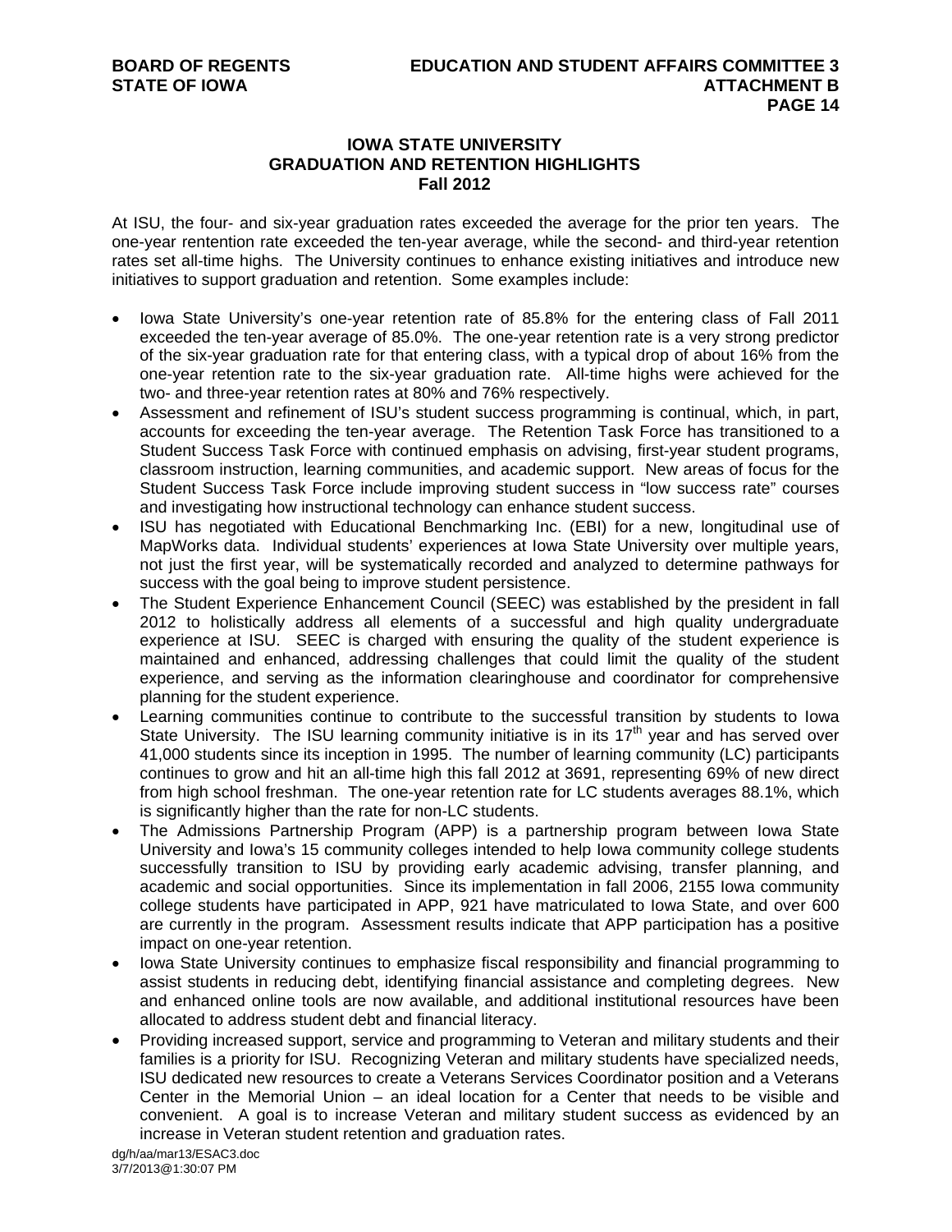## IOWA STATE UNIVERSITY
## GRADUATION AND RETENTION HIGHLIGHTS
## Fall 2012

At ISU, the four- and six-year graduation rates exceeded the average for the prior ten years. The one-year rentention rate exceeded the ten-year average, while the second- and third-year retention rates set all-time highs. The University continues to enhance existing initiatives and introduce new initiatives to support graduation and retention. Some examples include:

- Iowa State University's one-year retention rate of 85.8% for the entering class of Fall 2011 exceeded the ten-year average of 85.0%. The one-year retention rate is a very strong predictor of the six-year graduation rate for that entering class, with a typical drop of about 16% from the one-year retention rate to the six-year graduation rate. All-time highs were achieved for the two- and three-year retention rates at 80% and 76% respectively.
- Assessment and refinement of ISU's student success programming is continual, which, in part, accounts for exceeding the ten-year average. The Retention Task Force has transitioned to a Student Success Task Force with continued emphasis on advising, first-year student programs, classroom instruction, learning communities, and academic support. New areas of focus for the Student Success Task Force include improving student success in "low success rate" courses and investigating how instructional technology can enhance student success.
- ISU has negotiated with Educational Benchmarking Inc. (EBI) for a new, longitudinal use of MapWorks data. Individual students' experiences at Iowa State University over multiple years, not just the first year, will be systematically recorded and analyzed to determine pathways for success with the goal being to improve student persistence.
- The Student Experience Enhancement Council (SEEC) was established by the president in fall 2012 to holistically address all elements of a successful and high quality undergraduate experience at ISU. SEEC is charged with ensuring the quality of the student experience is maintained and enhanced, addressing challenges that could limit the quality of the student experience, and serving as the information clearinghouse and coordinator for comprehensive planning for the student experience.
- Learning communities continue to contribute to the successful transition by students to Iowa State University. The ISU learning community initiative is in its 17th year and has served over 41,000 students since its inception in 1995. The number of learning community (LC) participants continues to grow and hit an all-time high this fall 2012 at 3691, representing 69% of new direct from high school freshman. The one-year retention rate for LC students averages 88.1%, which is significantly higher than the rate for non-LC students.
- The Admissions Partnership Program (APP) is a partnership program between Iowa State University and Iowa's 15 community colleges intended to help Iowa community college students successfully transition to ISU by providing early academic advising, transfer planning, and academic and social opportunities. Since its implementation in fall 2006, 2155 Iowa community college students have participated in APP, 921 have matriculated to Iowa State, and over 600 are currently in the program. Assessment results indicate that APP participation has a positive impact on one-year retention.
- Iowa State University continues to emphasize fiscal responsibility and financial programming to assist students in reducing debt, identifying financial assistance and completing degrees. New and enhanced online tools are now available, and additional institutional resources have been allocated to address student debt and financial literacy.
- Providing increased support, service and programming to Veteran and military students and their families is a priority for ISU. Recognizing Veteran and military students have specialized needs, ISU dedicated new resources to create a Veterans Services Coordinator position and a Veterans Center in the Memorial Union – an ideal location for a Center that needs to be visible and convenient. A goal is to increase Veteran and military student success as evidenced by an increase in Veteran student retention and graduation rates.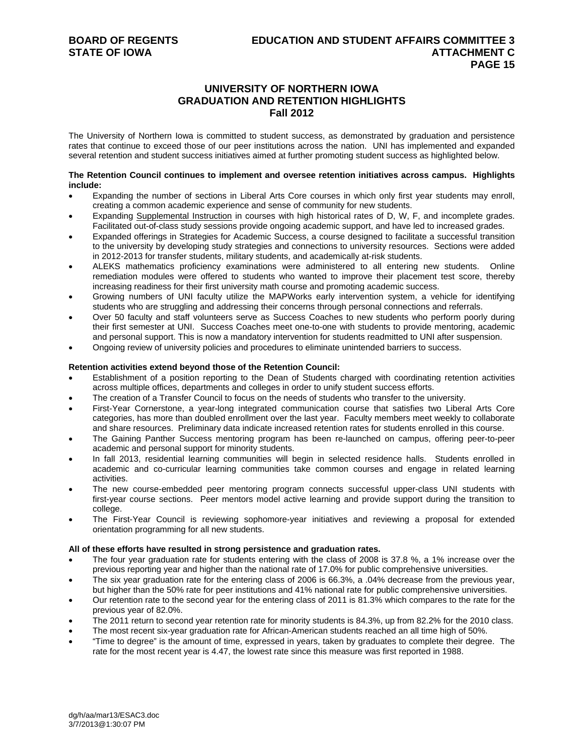# UNIVERSITY OF NORTHERN IOWA
## GRADUATION AND RETENTION HIGHLIGHTS
### Fall 2012

The University of Northern Iowa is committed to student success, as demonstrated by graduation and persistence rates that continue to exceed those of our peer institutions across the nation. UNI has implemented and expanded several retention and student success initiatives aimed at further promoting student success as highlighted below.

**The Retention Council continues to implement and oversee retention initiatives across campus. Highlights include:**

- Expanding the number of sections in Liberal Arts Core courses in which only first year students may enroll, creating a common academic experience and sense of community for new students.
- Expanding Supplemental Instruction in courses with high historical rates of D, W, F, and incomplete grades. Facilitated out-of-class study sessions provide ongoing academic support, and have led to increased grades.
- Expanded offerings in Strategies for Academic Success, a course designed to facilitate a successful transition to the university by developing study strategies and connections to university resources. Sections were added in 2012-2013 for transfer students, military students, and academically at-risk students.
- ALEKS mathematics proficiency examinations were administered to all entering new students. Online remediation modules were offered to students who wanted to improve their placement test score, thereby increasing readiness for their first university math course and promoting academic success.
- Growing numbers of UNI faculty utilize the MAPWorks early intervention system, a vehicle for identifying students who are struggling and addressing their concerns through personal connections and referrals.
- Over 50 faculty and staff volunteers serve as Success Coaches to new students who perform poorly during their first semester at UNI. Success Coaches meet one-to-one with students to provide mentoring, academic and personal support. This is now a mandatory intervention for students readmitted to UNI after suspension.
- Ongoing review of university policies and procedures to eliminate unintended barriers to success.

**Retention activities extend beyond those of the Retention Council:**

- Establishment of a position reporting to the Dean of Students charged with coordinating retention activities across multiple offices, departments and colleges in order to unify student success efforts.
- The creation of a Transfer Council to focus on the needs of students who transfer to the university.
- First-Year Cornerstone, a year-long integrated communication course that satisfies two Liberal Arts Core categories, has more than doubled enrollment over the last year. Faculty members meet weekly to collaborate and share resources. Preliminary data indicate increased retention rates for students enrolled in this course.
- The Gaining Panther Success mentoring program has been re-launched on campus, offering peer-to-peer academic and personal support for minority students.
- In fall 2013, residential learning communities will begin in selected residence halls. Students enrolled in academic and co-curricular learning communities take common courses and engage in related learning activities.
- The new course-embedded peer mentoring program connects successful upper-class UNI students with first-year course sections. Peer mentors model active learning and provide support during the transition to college.
- The First-Year Council is reviewing sophomore-year initiatives and reviewing a proposal for extended orientation programming for all new students.

**All of these efforts have resulted in strong persistence and graduation rates.**

- The four year graduation rate for students entering with the class of 2008 is 37.8 %, a 1% increase over the previous reporting year and higher than the national rate of 17.0% for public comprehensive universities.
- The six year graduation rate for the entering class of 2006 is 66.3%, a .04% decrease from the previous year, but higher than the 50% rate for peer institutions and 41% national rate for public comprehensive universities.
- Our retention rate to the second year for the entering class of 2011 is 81.3% which compares to the rate for the previous year of 82.0%.
- The 2011 return to second year retention rate for minority students is 84.3%, up from 82.2% for the 2010 class.
- The most recent six-year graduation rate for African-American students reached an all time high of 50%.
- "Time to degree" is the amount of time, expressed in years, taken by graduates to complete their degree. The rate for the most recent year is 4.47, the lowest rate since this measure was first reported in 1988.

dg/h/aa/mar13/ESAC3.doc
3/7/2013@1:30:07 PM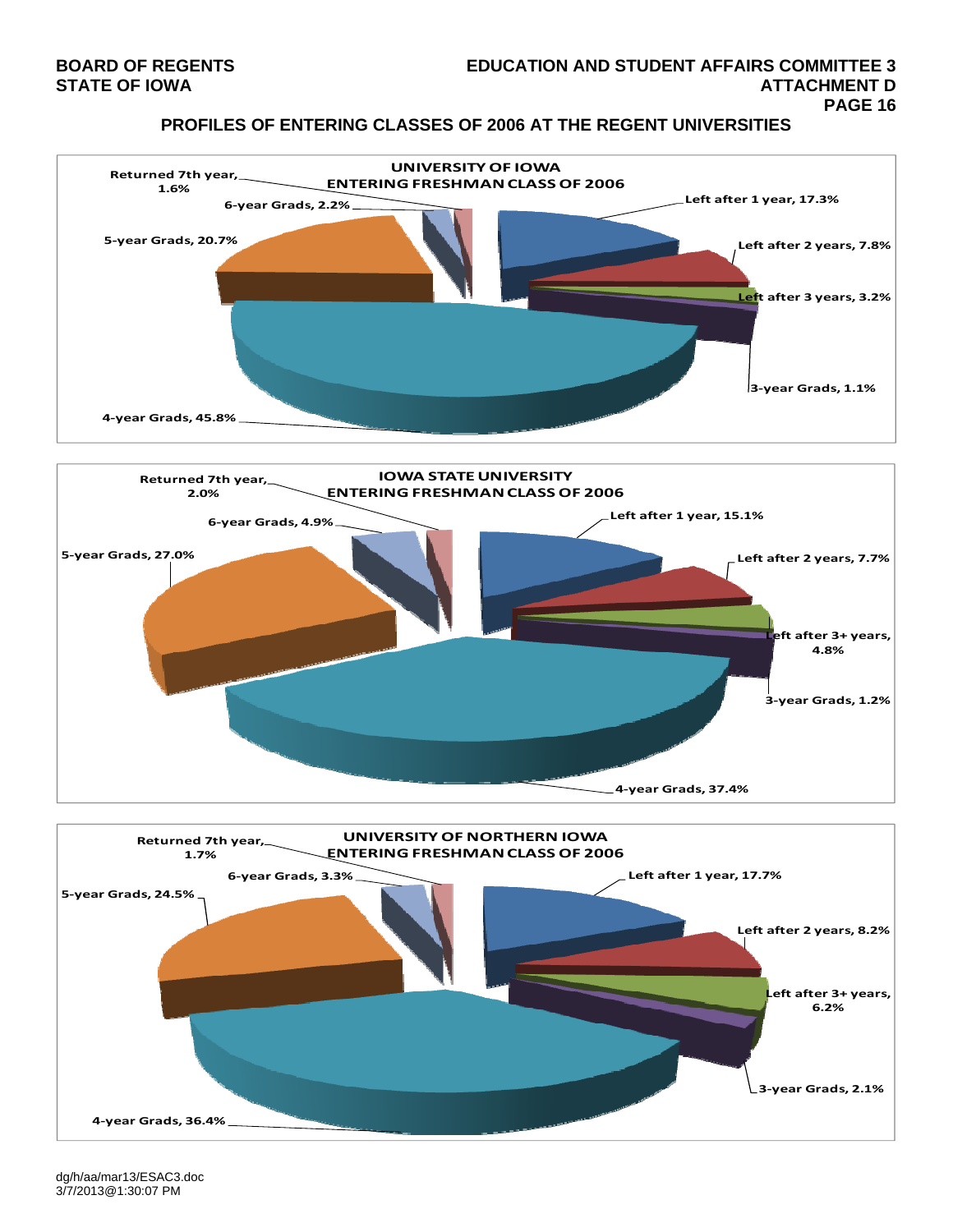BOARD OF REGENTS
STATE OF IOWA

EDUCATION AND STUDENT AFFAIRS COMMITTEE 3
ATTACHMENT D
PAGE 16

## PROFILES OF ENTERING CLASSES OF 2006 AT THE REGENT UNIVERSITIES

UNIVERSITY OF IOWA
ENTERING FRESHMAN CLASS OF 2006

Returned 7th year, 1.6%
6-year Grads, 2.2%
Left after 1 year, 17.3%
5-year Grads, 20.7%
Left after 2 years, 7.8%
Left after 3 years, 3.2%
3-year Grads, 1.1%
4-year Grads, 45.8%

IOWA STATE UNIVERSITY
ENTERING FRESHMAN CLASS OF 2006

Returned 7th year, 2.0%
6-year Grads, 4.9%
Left after 1 year, 15.1%
5-year Grads, 27.0%
Left after 2 years, 7.7%
Left after 3+ years, 4.8%
3-year Grads, 1.2%
4-year Grads, 37.4%

UNIVERSITY OF NORTHERN IOWA
ENTERING FRESHMAN CLASS OF 2006

Returned 7th year, 1.7%
6-year Grads, 3.3%
Left after 1 year, 17.7%
5-year Grads, 24.5%
Left after 2 years, 8.2%
Left after 3+ years, 6.2%
3-year Grads, 2.1%
4-year Grads, 36.4%

dg/h/aa/mar13/ESAC3.doc
3/7/2013@1:30:07 PM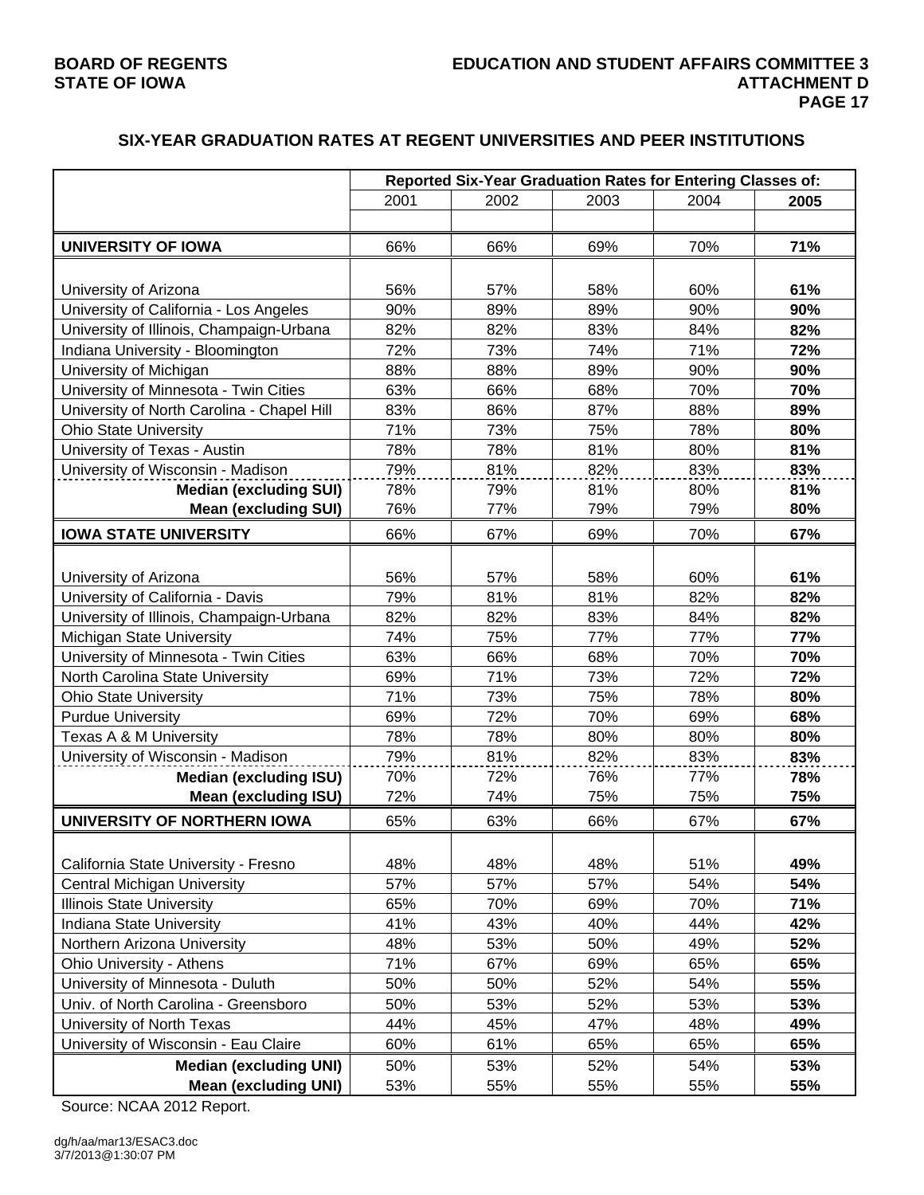BOARD OF REGENTS
STATE OF IOWA

EDUCATION AND STUDENT AFFAIRS COMMITTEE 3
ATTACHMENT D

## SIX-YEAR GRADUATION RATES AT REGENT UNIVERSITIES AND PEER INSTITUTIONS

| | Reported Six-Year Graduation Rates for Entering Classes of: | | | | |
|---|---|---|---|---|---|
| | 2001 | 2002 | 2003 | 2004 | **2005** |
| **UNIVERSITY OF IOWA** | 66% | 66% | 69% | 70% | **71%** |
| University of Arizona | 56% | 57% | 58% | 60% | **61%** |
| University of California - Los Angeles | 90% | 89% | 89% | 90% | **90%** |
| University of Illinois, Champaign-Urbana | 82% | 82% | 83% | 84% | **82%** |
| Indiana University - Bloomington | 72% | 73% | 74% | 71% | **72%** |
| University of Michigan | 88% | 88% | 89% | 90% | **90%** |
| University of Minnesota - Twin Cities | 63% | 66% | 68% | 70% | **70%** |
| University of North Carolina - Chapel Hill | 83% | 86% | 87% | 88% | **89%** |
| Ohio State University | 71% | 73% | 75% | 78% | **80%** |
| University of Texas - Austin | 78% | 78% | 81% | 80% | **81%** |
| University of Wisconsin - Madison | 79% | 81% | 82% | 83% | **83%** |
| **Median (excluding SUI)** | 78% | 79% | 81% | 80% | **81%** |
| **Mean (excluding SUI)** | 76% | 77% | 79% | 79% | **80%** |
| **IOWA STATE UNIVERSITY** | 66% | 67% | 69% | 70% | **67%** |
| University of Arizona | 56% | 57% | 58% | 60% | **61%** |
| University of California - Davis | 79% | 81% | 81% | 82% | **82%** |
| University of Illinois, Champaign-Urbana | 82% | 82% | 83% | 84% | **82%** |
| Michigan State University | 74% | 75% | 77% | 77% | **77%** |
| University of Minnesota - Twin Cities | 63% | 66% | 68% | 70% | **70%** |
| North Carolina State University | 69% | 71% | 73% | 72% | **72%** |
| Ohio State University | 71% | 73% | 75% | 78% | **80%** |
| Purdue University | 69% | 72% | 70% | 69% | **68%** |
| Texas A & M University | 78% | 78% | 80% | 80% | **80%** |
| University of Wisconsin - Madison | 79% | 81% | 82% | 83% | **83%** |
| **Median (excluding ISU)** | 70% | 72% | 76% | 77% | **78%** |
| **Mean (excluding ISU)** | 72% | 74% | 75% | 75% | **75%** |
| **UNIVERSITY OF NORTHERN IOWA** | 65% | 63% | 66% | 67% | **67%** |
| California State University - Fresno | 48% | 48% | 48% | 51% | **49%** |
| Central Michigan University | 57% | 57% | 57% | 54% | **54%** |
| Illinois State University | 65% | 70% | 69% | 70% | **71%** |
| Indiana State University | 41% | 43% | 40% | 44% | **42%** |
| Northern Arizona University | 48% | 53% | 50% | 49% | **52%** |
| Ohio University - Athens | 71% | 67% | 69% | 65% | **65%** |
| University of Minnesota - Duluth | 50% | 50% | 52% | 54% | **55%** |
| Univ. of North Carolina - Greensboro | 50% | 53% | 52% | 53% | **53%** |
| University of North Texas | 44% | 45% | 47% | 48% | **49%** |
| University of Wisconsin - Eau Claire | 60% | 61% | 65% | 65% | **65%** |
| **Median (excluding UNI)** | 50% | 53% | 52% | 54% | **53%** |
| **Mean (excluding UNI)** | 53% | 55% | 55% | 55% | **55%** |

Source: NCAA 2012 Report.

dg/h/aa/mar13/ESAC3.doc
3/7/2013@1:30:07 PM